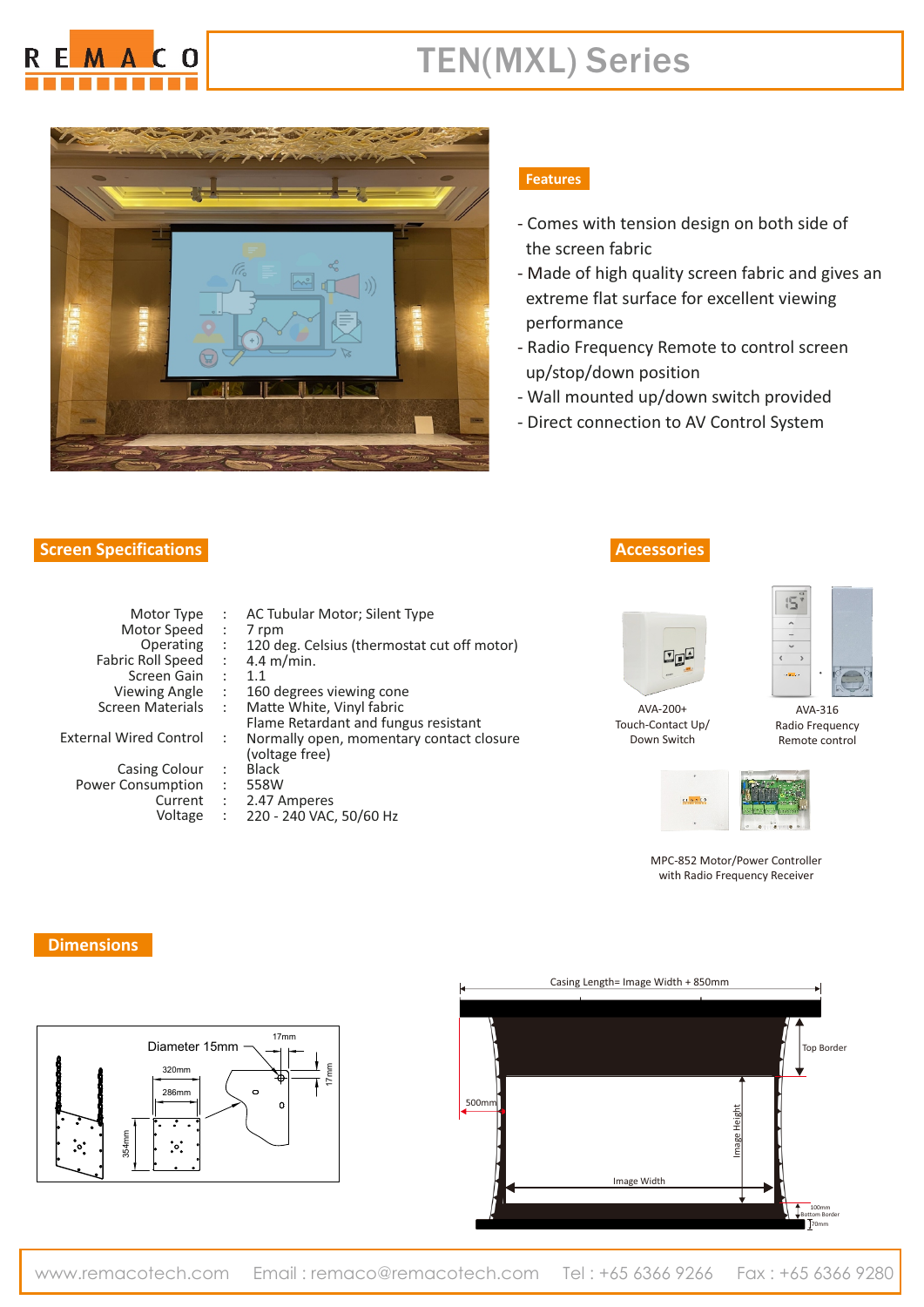# TEN(MXL) Series

## Features

- Comes with tension design on both side of the screen fabric
- Made of high quality screen fabric and gives an extreme flat surface for excellent viewing performance
- Radio Frequency Remote to control screen up/stop/down position
- Wall mounted up/down switch provided
- Direct connection to AV Control System

## Screen Specifications

| | | |
|---|---|---|
| Motor Type | : | AC Tubular Motor; Silent Type |
| Motor Speed | : | 7 rpm |
| Operating | : | 120 deg. Celsius (thermostat cut off motor) |
| Fabric Roll Speed | : | 4.4 m/min. |
| Screen Gain | : | 1.1 |
| Viewing Angle | : | 160 degrees viewing cone |
| Screen Materials | : | Matte White, Vinyl fabric<br>Flame Retardant and fungus resistant |
| External Wired Control | : | Normally open, momentary contact closure (voltage free) |
| Casing Colour | : | Black |
| Power Consumption | : | 558W |
| Current | : | 2.47 Amperes |
| Voltage | : | 220 - 240 VAC, 50/60 Hz |

## Accessories

AVA-200+
Touch-Contact Up/
Down Switch

AVA-316
Radio Frequency
Remote control

MPC-852 Motor/Power Controller
with Radio Frequency Receiver

## Dimensions

Diameter 15mm
17mm
320mm
286mm
354mm
17mm

Casing Length= Image Width + 850mm
Top Border
500mm
Image Height
Image Width
100mm Bottom Border
70mm

www.remacotech.com Email : remaco@remacotech.com Tel : +65 6366 9266 Fax : +65 6366 9280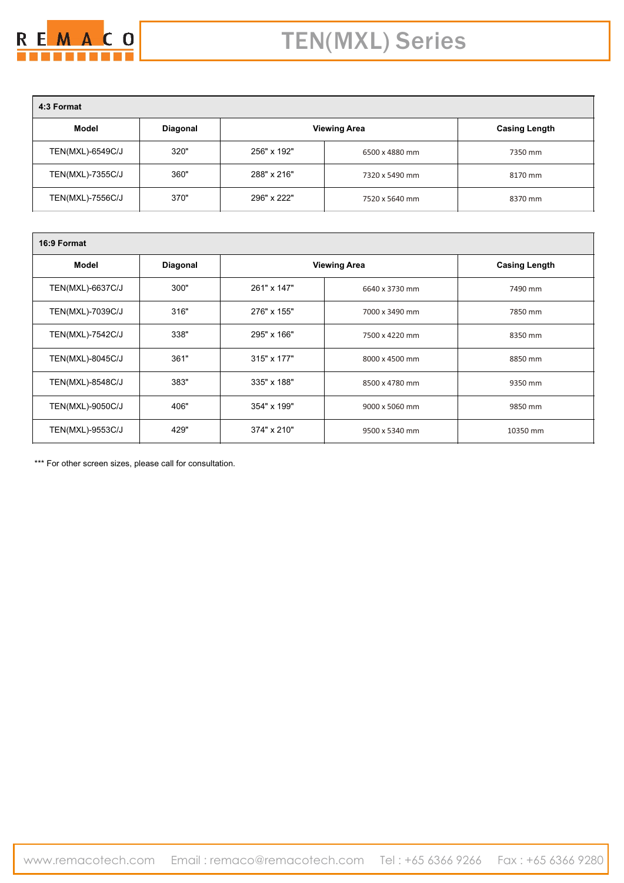# TEN(MXL) Series

| 4:3 Format | | | | |
|---|---|---|---|---|
| **Model** | **Diagonal** | **Viewing Area** | | **Casing Length** |
| TEN(MXL)-6549C/J | 320" | 256" x 192" | 6500 x 4880 mm | 7350 mm |
| TEN(MXL)-7355C/J | 360" | 288" x 216" | 7320 x 5490 mm | 8170 mm |
| TEN(MXL)-7556C/J | 370" | 296" x 222" | 7520 x 5640 mm | 8370 mm |

| 16:9 Format | | | | |
|---|---|---|---|---|
| **Model** | **Diagonal** | **Viewing Area** | | **Casing Length** |
| TEN(MXL)-6637C/J | 300" | 261" x 147" | 6640 x 3730 mm | 7490 mm |
| TEN(MXL)-7039C/J | 316" | 276" x 155" | 7000 x 3490 mm | 7850 mm |
| TEN(MXL)-7542C/J | 338" | 295" x 166" | 7500 x 4220 mm | 8350 mm |
| TEN(MXL)-8045C/J | 361" | 315" x 177" | 8000 x 4500 mm | 8850 mm |
| TEN(MXL)-8548C/J | 383" | 335" x 188" | 8500 x 4780 mm | 9350 mm |
| TEN(MXL)-9050C/J | 406" | 354" x 199" | 9000 x 5060 mm | 9850 mm |
| TEN(MXL)-9553C/J | 429" | 374" x 210" | 9500 x 5340 mm | 10350 mm |

*** For other screen sizes, please call for consultation.